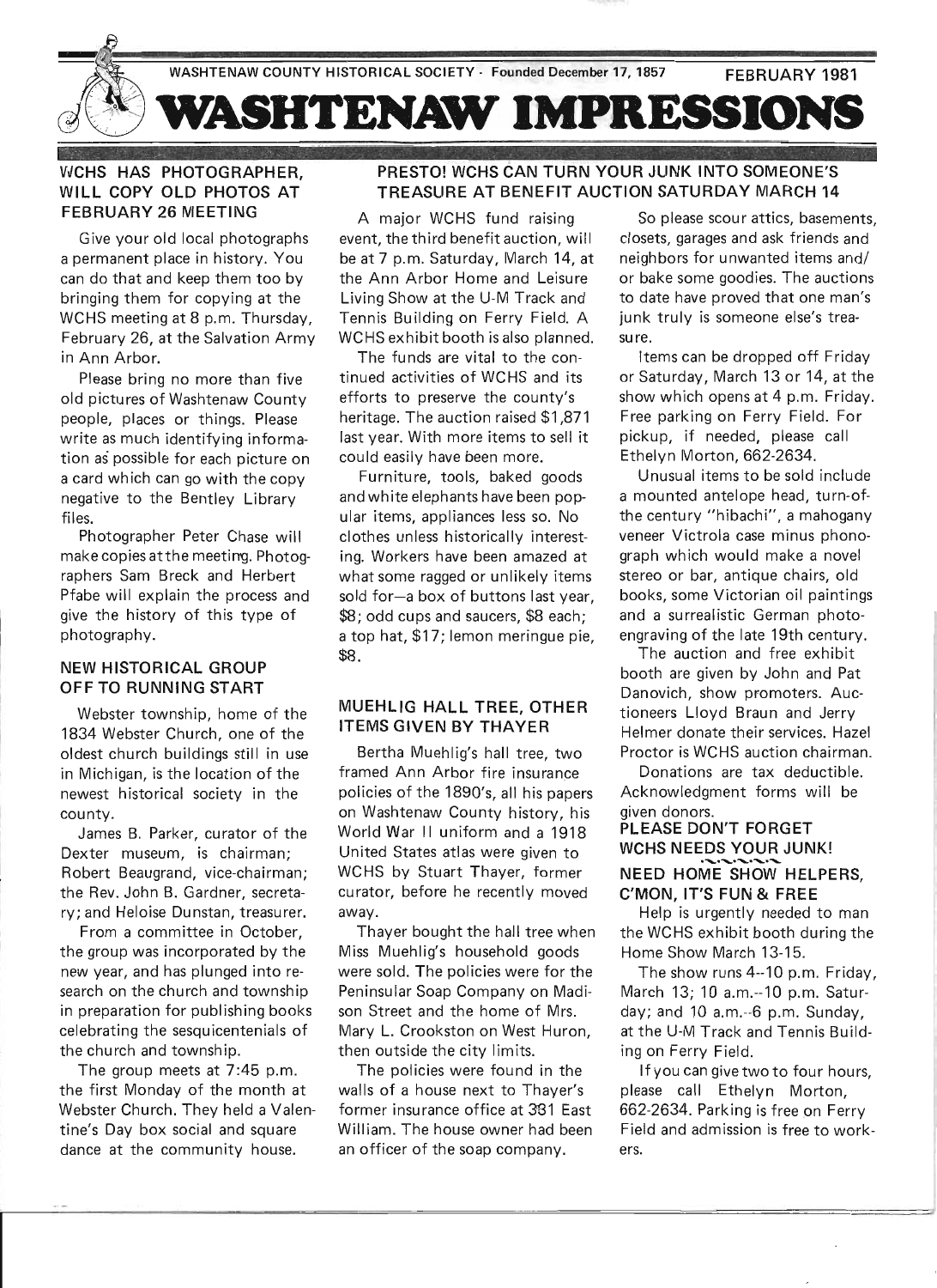WASHTENAW COUNTY HISTORICAL SOCIETY · Founded December 17, 1857 FEBRUARY 1981

# WASHTENAW IMPRESSIONS

## WCHS HAS PHOTOGRAPHER, WILL COPY OLD PHOTOS AT FEBRUARY 26 MEETING

Give your old local photographs a permanent place in history. You can do that and keep them too by bringing them for copying at the WCHS meeting at 8 p.m. Thursday, February 26, at the Salvation Army in Ann Arbor.

Please bring no more than five old pictures of Washtenaw County people, places or things. Please write as much identifying information as possible for each picture on a card which can go with the copy negative to the Bentley Library files.

Photographer Peter Chase will make copies at the meeting. Photographers Sam Breck and Herbert Pfabe will explain the process and give the history of this type of photography.

## NEW HISTORICAL GROUP OFF TO RUNNING START

Webster township, home of the 1834 Webster Church, one of the oldest church buildings still in use in Michigan, is the location of the newest historical society in the county.

James B. Parker, curator of the Dexter museum, is chairman; Robert Beaugrand, vice-chairman; the Rev. John B. Gardner, secretary; and Heloise Dunstan, treasurer.

From a committee in October, the group was incorporated by the new year, and has plunged into research on the church and township in preparation for publishing books celebrating the sesquicentenials of the church and township.

The group meets at 7:45 p.m. the first Monday of the month at Webster Church. They held a Valentine's Day box social and square dance at the community house.

## PRESTO! WCHS CAN TURN YOUR JUNK INTO SOMEONE'S TREASURE AT BENEFIT AUCTION SATURDAY MARCH 14

A major WCHS fund raising event, the third benefit auction, will be at 7 p.m. Saturday, March 14, at the Ann Arbor Home and Leisure Living Show at the U-M Track and Tennis Building on Ferry Field. A WCHS exhibit booth is also planned.

The funds are vital to the continued activities of WCHS and its efforts to preserve the county's heritage. The auction raised $1,871 last year. With more items to sell it could easily have been more.

Furniture, tools, baked goods and white elephants have been popular items, appliances less so. No clothes unless historically interesting. Workers have been amazed at what some ragged or unlikely items sold for—a box of buttons last year, $8; odd cups and saucers, $8 each; a top hat, $17; lemon meringue pie, $8.

So please scour attics, basements, closets, garages and ask friends and neighbors for unwanted items and/or bake some goodies. The auctions to date have proved that one man's junk truly is someone else's treasure.

Items can be dropped off Friday or Saturday, March 13 or 14, at the show which opens at 4 p.m. Friday. Free parking on Ferry Field. For pickup, if needed, please call Ethelyn Morton, 662-2634.

Unusual items to be sold include a mounted antelope head, turn-of-the century "hibachi", a mahogany veneer Victrola case minus phonograph which would make a novel stereo or bar, antique chairs, old books, some Victorian oil paintings and a surrealistic German photo-engraving of the late 19th century.

The auction and free exhibit booth are given by John and Pat Danovich, show promoters. Auctioneers Lloyd Braun and Jerry Helmer donate their services. Hazel Proctor is WCHS auction chairman.

Donations are tax deductible. Acknowledgment forms will be given donors.

### PLEASE DON'T FORGET WCHS NEEDS YOUR JUNK!

## MUEHLIG HALL TREE, OTHER ITEMS GIVEN BY THAYER

Bertha Muehlig's hall tree, two framed Ann Arbor fire insurance policies of the 1890's, all his papers on Washtenaw County history, his World War II uniform and a 1918 United States atlas were given to WCHS by Stuart Thayer, former curator, before he recently moved away.

Thayer bought the hall tree when Miss Muehlig's household goods were sold. The policies were for the Peninsular Soap Company on Madison Street and the home of Mrs. Mary L. Crookston on West Huron, then outside the city limits.

The policies were found in the walls of a house next to Thayer's former insurance office at 331 East William. The house owner had been an officer of the soap company.

## NEED HOME SHOW HELPERS, C'MON, IT'S FUN & FREE

Help is urgently needed to man the WCHS exhibit booth during the Home Show March 13-15.

The show runs 4--10 p.m. Friday, March 13; 10 a.m.--10 p.m. Saturday; and 10 a.m.--6 p.m. Sunday, at the U-M Track and Tennis Building on Ferry Field.

If you can give two to four hours, please call Ethelyn Morton, 662-2634. Parking is free on Ferry Field and admission is free to workers.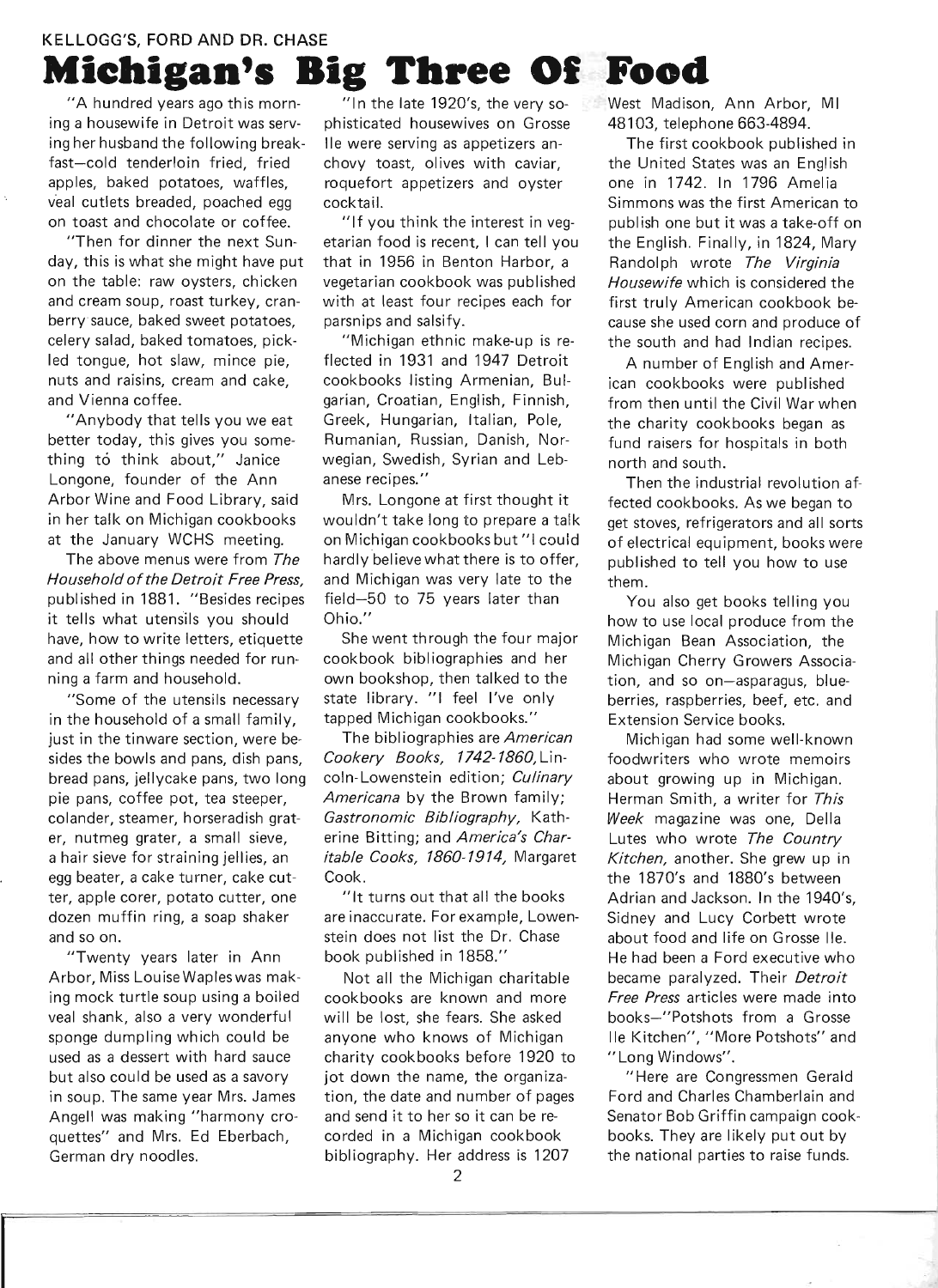KELLOGG'S, FORD AND DR. CHASE

# Michigan's Big Three Of Food

"A hundred years ago this morning a housewife in Detroit was serving her husband the following breakfast—cold tenderloin fried, fried apples, baked potatoes, waffles, veal cutlets breaded, poached egg on toast and chocolate or coffee.

"Then for dinner the next Sunday, this is what she might have put on the table: raw oysters, chicken and cream soup, roast turkey, cranberry sauce, baked sweet potatoes, celery salad, baked tomatoes, pickled tongue, hot slaw, mince pie, nuts and raisins, cream and cake, and Vienna coffee.

"Anybody that tells you we eat better today, this gives you something tó think about," Janice Longone, founder of the Ann Arbor Wine and Food Library, said in her talk on Michigan cookbooks at the January WCHS meeting.

The above menus were from *The Household of the Detroit Free Press*, published in 1881. "Besides recipes it tells what utensils you should have, how to write letters, etiquette and all other things needed for running a farm and household.

"Some of the utensils necessary in the household of a small family, just in the tinware section, were besides the bowls and pans, dish pans, bread pans, jellycake pans, two long pie pans, coffee pot, tea steeper, colander, steamer, horseradish grater, nutmeg grater, a small sieve, a hair sieve for straining jellies, an egg beater, a cake turner, cake cutter, apple corer, potato cutter, one dozen muffin ring, a soap shaker and so on.

"Twenty years later in Ann Arbor, Miss Louise Waples was making mock turtle soup using a boiled veal shank, also a very wonderful sponge dumpling which could be used as a dessert with hard sauce but also could be used as a savory in soup. The same year Mrs. James Angell was making "harmony croquettes" and Mrs. Ed Eberbach, German dry noodles.

"In the late 1920's, the very sophisticated housewives on Grosse Ile were serving as appetizers anchovy toast, olives with caviar, roquefort appetizers and oyster cocktail.

"If you think the interest in vegetarian food is recent, I can tell you that in 1956 in Benton Harbor, a vegetarian cookbook was published with at least four recipes each for parsnips and salsify.

"Michigan ethnic make-up is reflected in 1931 and 1947 Detroit cookbooks listing Armenian, Bulgarian, Croatian, English, Finnish, Greek, Hungarian, Italian, Pole, Rumanian, Russian, Danish, Norwegian, Swedish, Syrian and Lebanese recipes."

Mrs. Longone at first thought it wouldn't take long to prepare a talk on Michigan cookbooks but "I could hardly believe what there is to offer, and Michigan was very late to the field—50 to 75 years later than Ohio."

She went through the four major cookbook bibliographies and her own bookshop, then talked to the state library. "I feel I've only tapped Michigan cookbooks."

The bibliographies are *American Cookery Books, 1742-1860*, Lincoln-Lowenstein edition; *Culinary Americana* by the Brown family; *Gastronomic Bibliography*, Katherine Bitting; and *America's Charitable Cooks, 1860-1914*, Margaret Cook.

"It turns out that all the books are inaccurate. For example, Lowenstein does not list the Dr. Chase book published in 1858."

Not all the Michigan charitable cookbooks are known and more will be lost, she fears. She asked anyone who knows of Michigan charity cookbooks before 1920 to jot down the name, the organization, the date and number of pages and send it to her so it can be recorded in a Michigan cookbook bibliography. Her address is 1207 West Madison, Ann Arbor, MI 48103, telephone 663-4894.

The first cookbook published in the United States was an English one in 1742. In 1796 Amelia Simmons was the first American to publish one but it was a take-off on the English. Finally, in 1824, Mary Randolph wrote *The Virginia Housewife* which is considered the first truly American cookbook because she used corn and produce of the south and had Indian recipes.

A number of English and American cookbooks were published from then until the Civil War when the charity cookbooks began as fund raisers for hospitals in both north and south.

Then the industrial revolution affected cookbooks. As we began to get stoves, refrigerators and all sorts of electrical equipment, books were published to tell you how to use them.

You also get books telling you how to use local produce from the Michigan Bean Association, the Michigan Cherry Growers Association, and so on—asparagus, blueberries, raspberries, beef, etc. and Extension Service books.

Michigan had some well-known foodwriters who wrote memoirs about growing up in Michigan. Herman Smith, a writer for *This Week* magazine was one, Della Lutes who wrote *The Country Kitchen*, another. She grew up in the 1870's and 1880's between Adrian and Jackson. In the 1940's, Sidney and Lucy Corbett wrote about food and life on Grosse Ile. He had been a Ford executive who became paralyzed. Their *Detroit Free Press* articles were made into books—"Potshots from a Grosse Ile Kitchen", "More Potshots" and "Long Windows".

"Here are Congressmen Gerald Ford and Charles Chamberlain and Senator Bob Griffin campaign cookbooks. They are likely put out by the national parties to raise funds.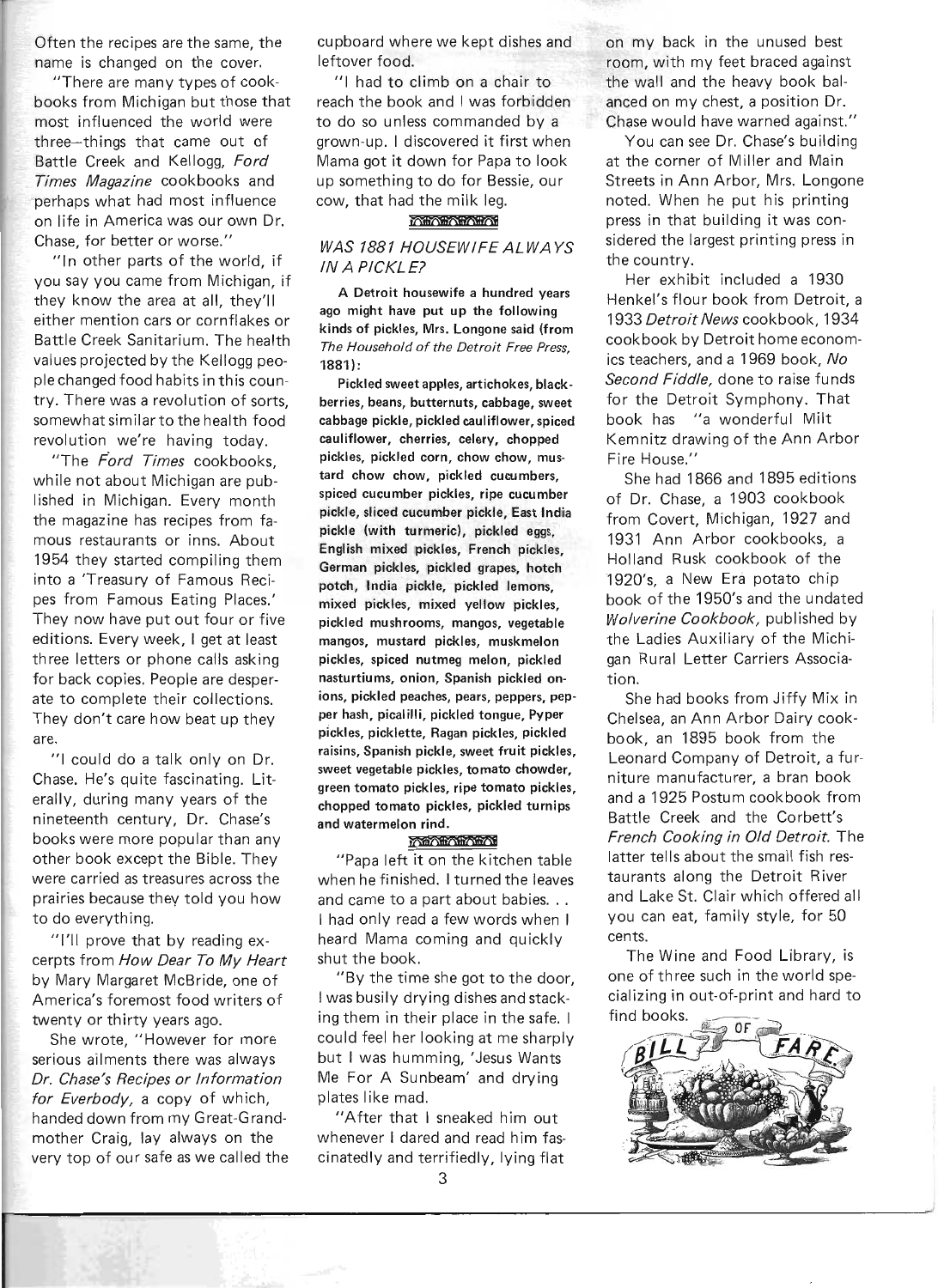Often the recipes are the same, the name is changed on the cover.

"There are many types of cookbooks from Michigan but those that most influenced the world were three—things that came out of Battle Creek and Kellogg, *Ford Times Magazine* cookbooks and perhaps what had most influence on life in America was our own Dr. Chase, for better or worse."

"In other parts of the world, if you say you came from Michigan, if they know the area at all, they'll either mention cars or cornflakes or Battle Creek Sanitarium. The health values projected by the Kellogg people changed food habits in this country. There was a revolution of sorts, somewhat similar to the health food revolution we're having today.

"The *Ford Times* cookbooks, while not about Michigan are published in Michigan. Every month the magazine has recipes from famous restaurants or inns. About 1954 they started compiling them into a 'Treasury of Famous Recipes from Famous Eating Places.' They now have put out four or five editions. Every week, I get at least three letters or phone calls asking for back copies. People are desperate to complete their collections. They don't care how beat up they are.

"I could do a talk only on Dr. Chase. He's quite fascinating. Literally, during many years of the nineteenth century, Dr. Chase's books were more popular than any other book except the Bible. They were carried as treasures across the prairies because they told you how to do everything.

"I'll prove that by reading excerpts from *How Dear To My Heart* by Mary Margaret McBride, one of America's foremost food writers of twenty or thirty years ago.

She wrote, "However for more serious ailments there was always *Dr. Chase's Recipes or Information for Everbody*, a copy of which, handed down from my Great-Grandmother Craig, lay always on the very top of our safe as we called the cupboard where we kept dishes and leftover food.

"I had to climb on a chair to reach the book and I was forbidden to do so unless commanded by a grown-up. I discovered it first when Mama got it down for Papa to look up something to do for Bessie, our cow, that had the milk leg.

### *WAS 1881 HOUSEWIFE ALWAYS IN A PICKLE?*

**A Detroit housewife a hundred years ago might have put up the following kinds of pickles, Mrs. Longone said (from *The Household of the Detroit Free Press*, 1881):**

**Pickled sweet apples, artichokes, blackberries, beans, butternuts, cabbage, sweet cabbage pickle, pickled cauliflower, spiced cauliflower, cherries, celery, chopped pickles, pickled corn, chow chow, mustard chow chow, pickled cucumbers, spiced cucumber pickles, ripe cucumber pickle, sliced cucumber pickle, East India pickle (with turmeric), pickled eggs, English mixed pickles, French pickles, German pickles, pickled grapes, hotch potch, India pickle, pickled lemons, mixed pickles, mixed yellow pickles, pickled mushrooms, mangos, vegetable mangos, mustard pickles, muskmelon pickles, spiced nutmeg melon, pickled nasturtiums, onion, Spanish pickled onions, pickled peaches, pears, peppers, pepper hash, picalilli, pickled tongue, Pyper pickles, picklette, Ragan pickles, pickled raisins, Spanish pickle, sweet fruit pickles, sweet vegetable pickles, tomato chowder, green tomato pickles, ripe tomato pickles, chopped tomato pickles, pickled turnips and watermelon rind.**

"Papa left it on the kitchen table when he finished. I turned the leaves and came to a part about babies. . . I had only read a few words when I heard Mama coming and quickly shut the book.

"By the time she got to the door, I was busily drying dishes and stacking them in their place in the safe. I could feel her looking at me sharply but I was humming, 'Jesus Wants Me For A Sunbeam' and drying plates like mad.

"After that I sneaked him out whenever I dared and read him fascinatedly and terrifiedly, lying flat on my back in the unused best room, with my feet braced against the wall and the heavy book balanced on my chest, a position Dr. Chase would have warned against."

You can see Dr. Chase's building at the corner of Miller and Main Streets in Ann Arbor, Mrs. Longone noted. When he put his printing press in that building it was considered the largest printing press in the country.

Her exhibit included a 1930 Henkel's flour book from Detroit, a 1933 *Detroit News* cookbook, 1934 cookbook by Detroit home economics teachers, and a 1969 book, *No Second Fiddle*, done to raise funds for the Detroit Symphony. That book has "a wonderful Milt Kemnitz drawing of the Ann Arbor Fire House."

She had 1866 and 1895 editions of Dr. Chase, a 1903 cookbook from Covert, Michigan, 1927 and 1931 Ann Arbor cookbooks, a Holland Rusk cookbook of the 1920's, a New Era potato chip book of the 1950's and the undated *Wolverine Cookbook*, published by the Ladies Auxiliary of the Michigan Rural Letter Carriers Association.

She had books from Jiffy Mix in Chelsea, an Ann Arbor Dairy cookbook, an 1895 book from the Leonard Company of Detroit, a furniture manufacturer, a bran book and a 1925 Postum cookbook from Battle Creek and the Corbett's *French Cooking in Old Detroit*. The latter tells about the small fish restaurants along the Detroit River and Lake St. Clair which offered all you can eat, family style, for 50 cents.

The Wine and Food Library, is one of three such in the world specializing in out-of-print and hard to find books.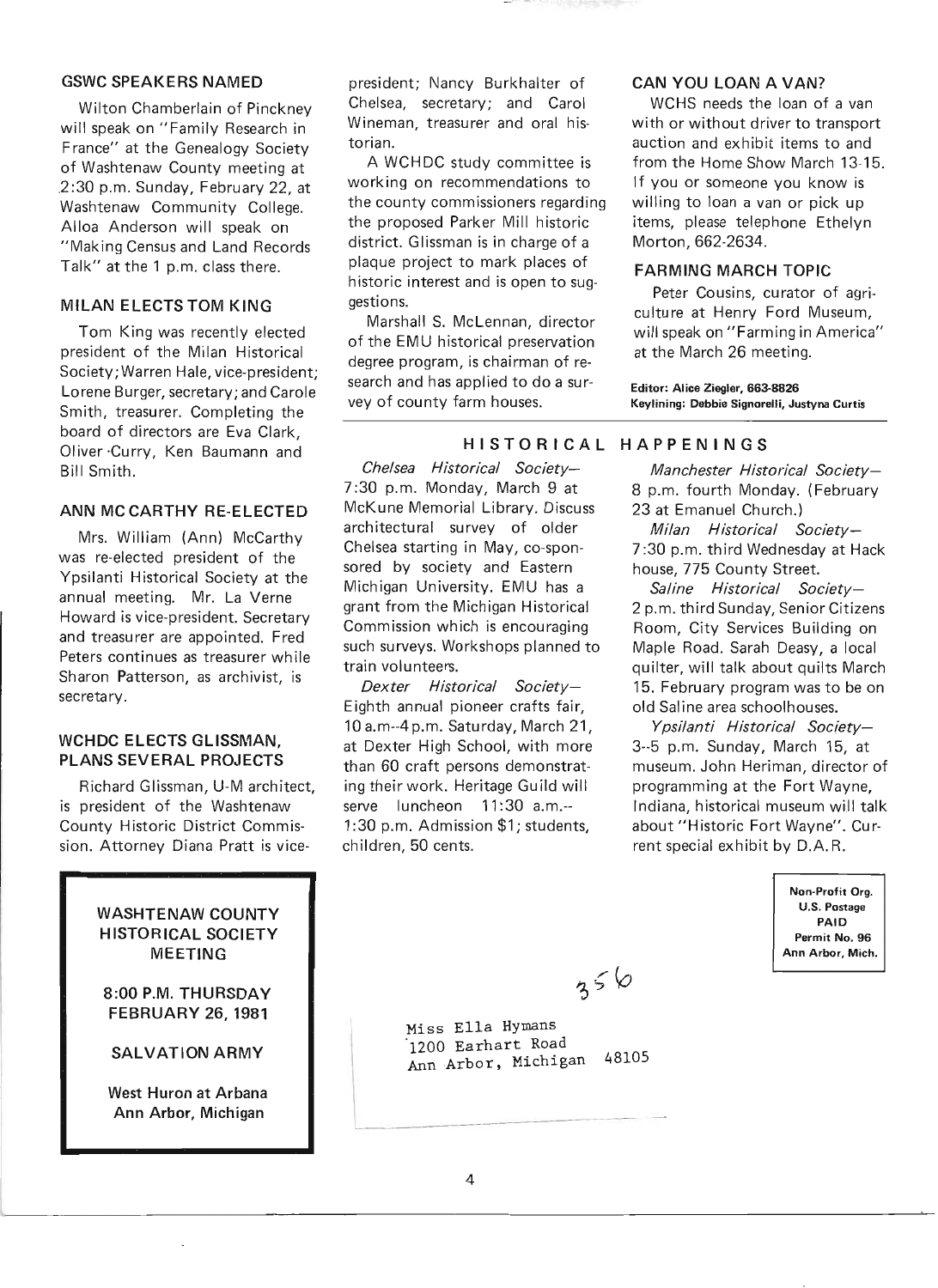## GSWC SPEAKERS NAMED

Wilton Chamberlain of Pinckney will speak on "Family Research in France" at the Genealogy Society of Washtenaw County meeting at 2:30 p.m. Sunday, February 22, at Washtenaw Community College. Alloa Anderson will speak on "Making Census and Land Records Talk" at the 1 p.m. class there.

## MILAN ELECTS TOM KING

Tom King was recently elected president of the Milan Historical Society; Warren Hale, vice-president; Lorene Burger, secretary; and Carole Smith, treasurer. Completing the board of directors are Eva Clark, Oliver Curry, Ken Baumann and Bill Smith.

## ANN MC CARTHY RE-ELECTED

Mrs. William (Ann) McCarthy was re-elected president of the Ypsilanti Historical Society at the annual meeting. Mr. La Verne Howard is vice-president. Secretary and treasurer are appointed. Fred Peters continues as treasurer while Sharon Patterson, as archivist, is secretary.

## WCHDC ELECTS GLISSMAN, PLANS SEVERAL PROJECTS

Richard Glissman, U-M architect, is president of the Washtenaw County Historic District Commission. Attorney Diana Pratt is vice-president; Nancy Burkhalter of Chelsea, secretary; and Carol Wineman, treasurer and oral historian.

A WCHDC study committee is working on recommendations to the county commissioners regarding the proposed Parker Mill historic district. Glissman is in charge of a plaque project to mark places of historic interest and is open to suggestions.

Marshall S. McLennan, director of the EMU historical preservation degree program, is chairman of research and has applied to do a survey of county farm houses.

## CAN YOU LOAN A VAN?

WCHS needs the loan of a van with or without driver to transport auction and exhibit items to and from the Home Show March 13-15. If you or someone you know is willing to loan a van or pick up items, please telephone Ethelyn Morton, 662-2634.

## FARMING MARCH TOPIC

Peter Cousins, curator of agriculture at Henry Ford Museum, will speak on "Farming in America" at the March 26 meeting.

**Editor: Alice Ziegler, 663-8826**
**Keylining: Debbie Signorelli, Justyna Curtis**

## HISTORICAL HAPPENINGS

*Chelsea Historical Society*— 7:30 p.m. Monday, March 9 at McKune Memorial Library. Discuss architectural survey of older Chelsea starting in May, co-sponsored by society and Eastern Michigan University. EMU has a grant from the Michigan Historical Commission which is encouraging such surveys. Workshops planned to train volunteers.

*Dexter Historical Society*— Eighth annual pioneer crafts fair, 10 a.m.-4 p.m. Saturday, March 21, at Dexter High School, with more than 60 craft persons demonstrating their work. Heritage Guild will serve luncheon 11:30 a.m.-1:30 p.m. Admission $1; students, children, 50 cents.

*Manchester Historical Society*— 8 p.m. fourth Monday. (February 23 at Emanuel Church.)

*Milan Historical Society*— 7:30 p.m. third Wednesday at Hack house, 775 County Street.

*Saline Historical Society*— 2 p.m. third Sunday, Senior Citizens Room, City Services Building on Maple Road. Sarah Deasy, a local quilter, will talk about quilts March 15. February program was to be on old Saline area schoolhouses.

*Ypsilanti Historical Society*— 3-5 p.m. Sunday, March 15, at museum. John Heriman, director of programming at the Fort Wayne, Indiana, historical museum will talk about "Historic Fort Wayne". Current special exhibit by D.A.R.

**WASHTENAW COUNTY HISTORICAL SOCIETY MEETING**

**8:00 P.M. THURSDAY FEBRUARY 26, 1981**

**SALVATION ARMY**

**West Huron at Arbana**
**Ann Arbor, Michigan**

Non-Profit Org.
U.S. Postage
PAID
Permit No. 96
Ann Arbor, Mich.

356

Miss Ella Hymans
1200 Earhart Road
Ann Arbor, Michigan 48105